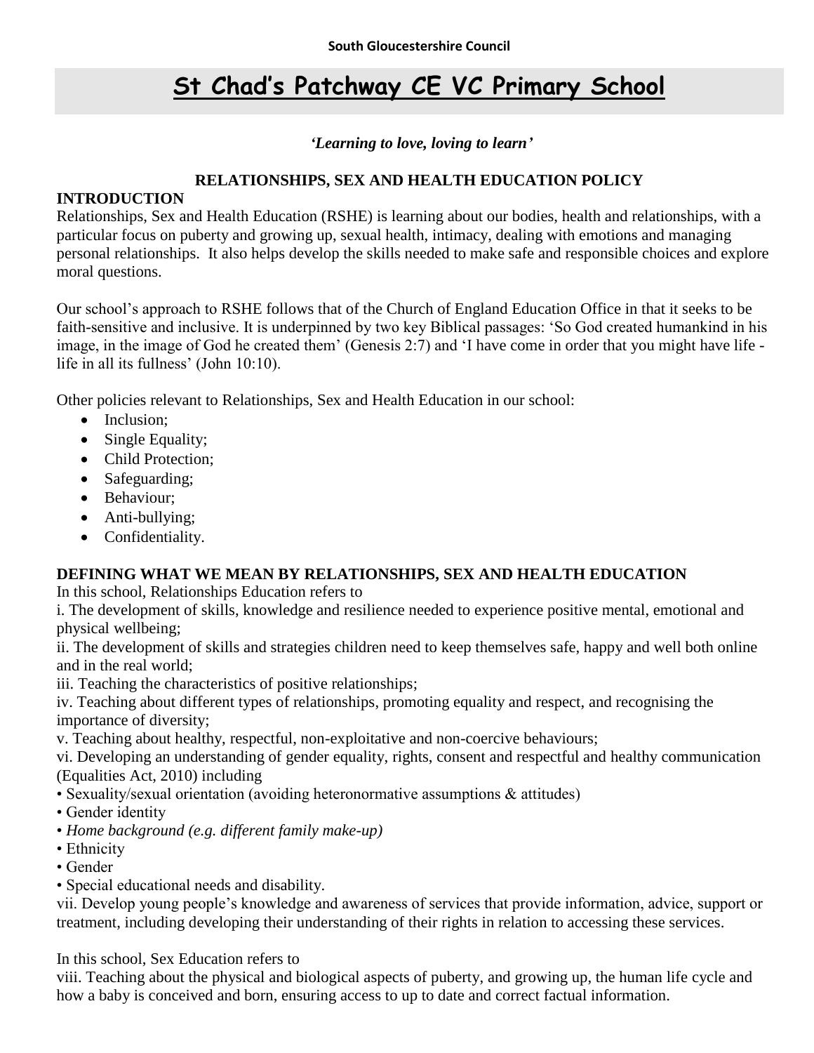South Gloucestershire Council

# St Chad's Patchway CE VC Primary School

***'Learning to love, loving to learn'***

## RELATIONSHIPS, SEX AND HEALTH EDUCATION POLICY

### INTRODUCTION

Relationships, Sex and Health Education (RSHE) is learning about our bodies, health and relationships, with a particular focus on puberty and growing up, sexual health, intimacy, dealing with emotions and managing personal relationships. It also helps develop the skills needed to make safe and responsible choices and explore moral questions.

Our school's approach to RSHE follows that of the Church of England Education Office in that it seeks to be faith-sensitive and inclusive. It is underpinned by two key Biblical passages: 'So God created humankind in his image, in the image of God he created them' (Genesis 2:7) and 'I have come in order that you might have life - life in all its fullness' (John 10:10).

Other policies relevant to Relationships, Sex and Health Education in our school:

- Inclusion;
- Single Equality;
- Child Protection;
- Safeguarding;
- Behaviour;
- Anti-bullying;
- Confidentiality.

### DEFINING WHAT WE MEAN BY RELATIONSHIPS, SEX AND HEALTH EDUCATION

In this school, Relationships Education refers to

i. The development of skills, knowledge and resilience needed to experience positive mental, emotional and physical wellbeing;

ii. The development of skills and strategies children need to keep themselves safe, happy and well both online and in the real world;

iii. Teaching the characteristics of positive relationships;

iv. Teaching about different types of relationships, promoting equality and respect, and recognising the importance of diversity;

v. Teaching about healthy, respectful, non-exploitative and non-coercive behaviours;

vi. Developing an understanding of gender equality, rights, consent and respectful and healthy communication (Equalities Act, 2010) including

• Sexuality/sexual orientation (avoiding heteronormative assumptions & attitudes)
• Gender identity
• *Home background (e.g. different family make-up)*
• Ethnicity
• Gender
• Special educational needs and disability.

vii. Develop young people's knowledge and awareness of services that provide information, advice, support or treatment, including developing their understanding of their rights in relation to accessing these services.

In this school, Sex Education refers to

viii. Teaching about the physical and biological aspects of puberty, and growing up, the human life cycle and how a baby is conceived and born, ensuring access to up to date and correct factual information.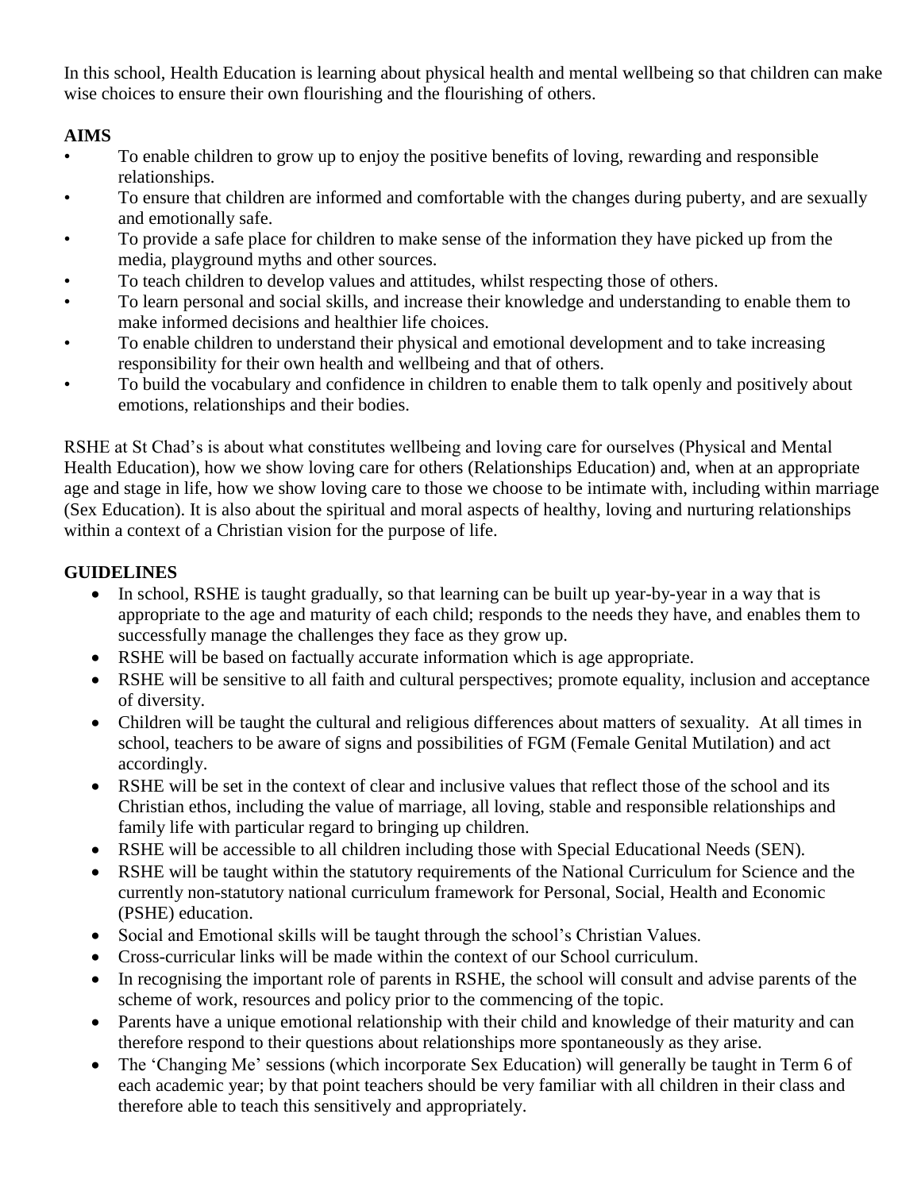In this school, Health Education is learning about physical health and mental wellbeing so that children can make wise choices to ensure their own flourishing and the flourishing of others.

**AIMS**

- To enable children to grow up to enjoy the positive benefits of loving, rewarding and responsible relationships.
- To ensure that children are informed and comfortable with the changes during puberty, and are sexually and emotionally safe.
- To provide a safe place for children to make sense of the information they have picked up from the media, playground myths and other sources.
- To teach children to develop values and attitudes, whilst respecting those of others.
- To learn personal and social skills, and increase their knowledge and understanding to enable them to make informed decisions and healthier life choices.
- To enable children to understand their physical and emotional development and to take increasing responsibility for their own health and wellbeing and that of others.
- To build the vocabulary and confidence in children to enable them to talk openly and positively about emotions, relationships and their bodies.

RSHE at St Chad's is about what constitutes wellbeing and loving care for ourselves (Physical and Mental Health Education), how we show loving care for others (Relationships Education) and, when at an appropriate age and stage in life, how we show loving care to those we choose to be intimate with, including within marriage (Sex Education). It is also about the spiritual and moral aspects of healthy, loving and nurturing relationships within a context of a Christian vision for the purpose of life.

**GUIDELINES**

- In school, RSHE is taught gradually, so that learning can be built up year-by-year in a way that is appropriate to the age and maturity of each child; responds to the needs they have, and enables them to successfully manage the challenges they face as they grow up.
- RSHE will be based on factually accurate information which is age appropriate.
- RSHE will be sensitive to all faith and cultural perspectives; promote equality, inclusion and acceptance of diversity.
- Children will be taught the cultural and religious differences about matters of sexuality. At all times in school, teachers to be aware of signs and possibilities of FGM (Female Genital Mutilation) and act accordingly.
- RSHE will be set in the context of clear and inclusive values that reflect those of the school and its Christian ethos, including the value of marriage, all loving, stable and responsible relationships and family life with particular regard to bringing up children.
- RSHE will be accessible to all children including those with Special Educational Needs (SEN).
- RSHE will be taught within the statutory requirements of the National Curriculum for Science and the currently non-statutory national curriculum framework for Personal, Social, Health and Economic (PSHE) education.
- Social and Emotional skills will be taught through the school's Christian Values.
- Cross-curricular links will be made within the context of our School curriculum.
- In recognising the important role of parents in RSHE, the school will consult and advise parents of the scheme of work, resources and policy prior to the commencing of the topic.
- Parents have a unique emotional relationship with their child and knowledge of their maturity and can therefore respond to their questions about relationships more spontaneously as they arise.
- The 'Changing Me' sessions (which incorporate Sex Education) will generally be taught in Term 6 of each academic year; by that point teachers should be very familiar with all children in their class and therefore able to teach this sensitively and appropriately.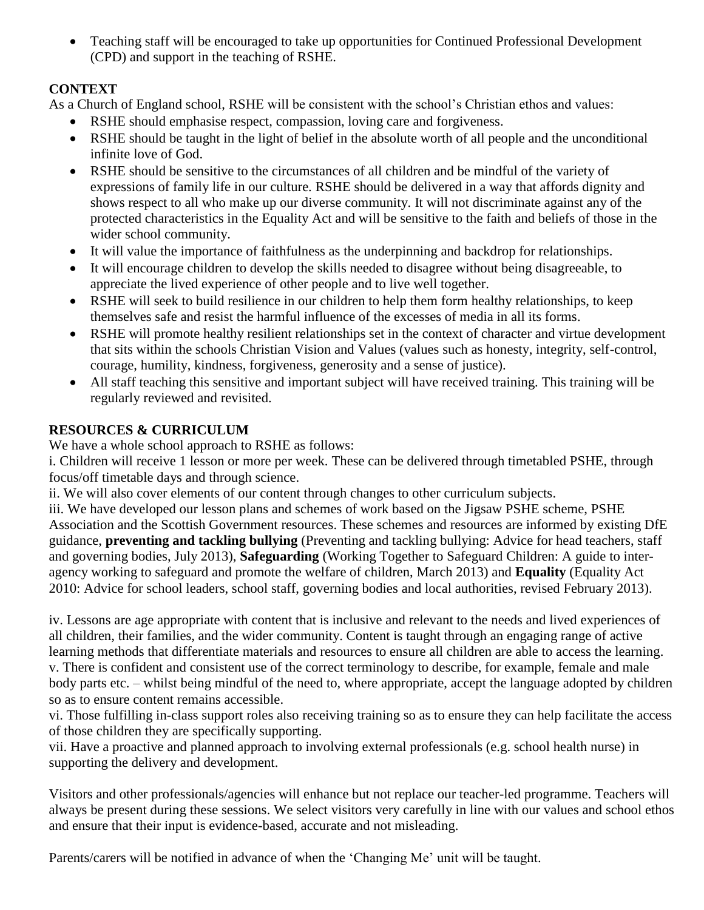- Teaching staff will be encouraged to take up opportunities for Continued Professional Development (CPD) and support in the teaching of RSHE.

## CONTEXT

As a Church of England school, RSHE will be consistent with the school's Christian ethos and values:

- RSHE should emphasise respect, compassion, loving care and forgiveness.
- RSHE should be taught in the light of belief in the absolute worth of all people and the unconditional infinite love of God.
- RSHE should be sensitive to the circumstances of all children and be mindful of the variety of expressions of family life in our culture. RSHE should be delivered in a way that affords dignity and shows respect to all who make up our diverse community. It will not discriminate against any of the protected characteristics in the Equality Act and will be sensitive to the faith and beliefs of those in the wider school community.
- It will value the importance of faithfulness as the underpinning and backdrop for relationships.
- It will encourage children to develop the skills needed to disagree without being disagreeable, to appreciate the lived experience of other people and to live well together.
- RSHE will seek to build resilience in our children to help them form healthy relationships, to keep themselves safe and resist the harmful influence of the excesses of media in all its forms.
- RSHE will promote healthy resilient relationships set in the context of character and virtue development that sits within the schools Christian Vision and Values (values such as honesty, integrity, self-control, courage, humility, kindness, forgiveness, generosity and a sense of justice).
- All staff teaching this sensitive and important subject will have received training. This training will be regularly reviewed and revisited.

## RESOURCES & CURRICULUM

We have a whole school approach to RSHE as follows:

i. Children will receive 1 lesson or more per week. These can be delivered through timetabled PSHE, through focus/off timetable days and through science.

ii. We will also cover elements of our content through changes to other curriculum subjects.

iii. We have developed our lesson plans and schemes of work based on the Jigsaw PSHE scheme, PSHE Association and the Scottish Government resources. These schemes and resources are informed by existing DfE guidance, **preventing and tackling bullying** (Preventing and tackling bullying: Advice for head teachers, staff and governing bodies, July 2013), **Safeguarding** (Working Together to Safeguard Children: A guide to inter-agency working to safeguard and promote the welfare of children, March 2013) and **Equality** (Equality Act 2010: Advice for school leaders, school staff, governing bodies and local authorities, revised February 2013).

iv. Lessons are age appropriate with content that is inclusive and relevant to the needs and lived experiences of all children, their families, and the wider community. Content is taught through an engaging range of active learning methods that differentiate materials and resources to ensure all children are able to access the learning.

v. There is confident and consistent use of the correct terminology to describe, for example, female and male body parts etc. – whilst being mindful of the need to, where appropriate, accept the language adopted by children so as to ensure content remains accessible.

vi. Those fulfilling in-class support roles also receiving training so as to ensure they can help facilitate the access of those children they are specifically supporting.

vii. Have a proactive and planned approach to involving external professionals (e.g. school health nurse) in supporting the delivery and development.

Visitors and other professionals/agencies will enhance but not replace our teacher-led programme. Teachers will always be present during these sessions. We select visitors very carefully in line with our values and school ethos and ensure that their input is evidence-based, accurate and not misleading.

Parents/carers will be notified in advance of when the 'Changing Me' unit will be taught.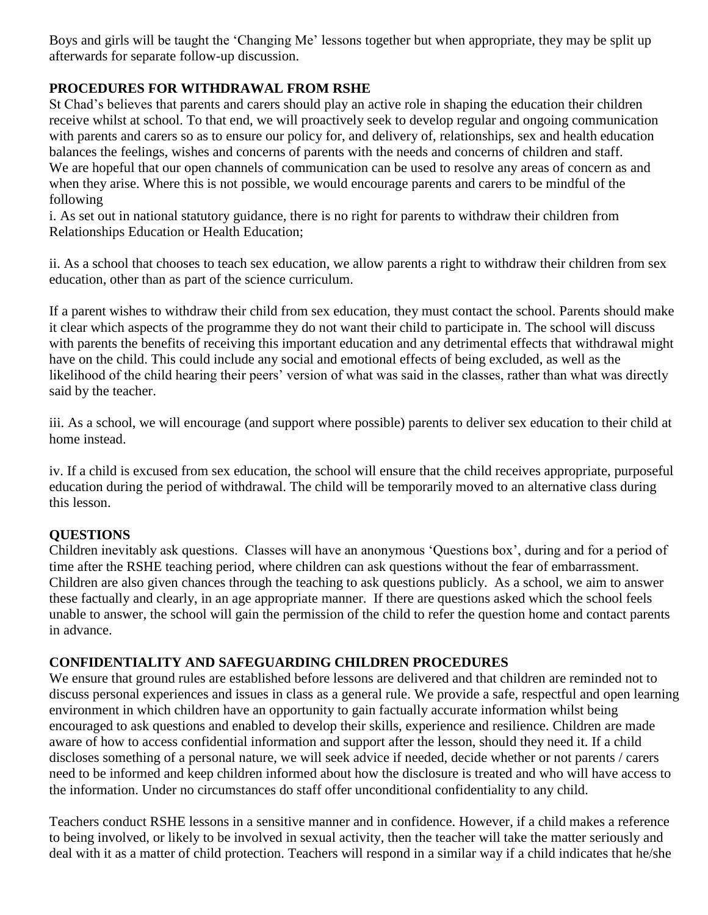Boys and girls will be taught the 'Changing Me' lessons together but when appropriate, they may be split up afterwards for separate follow-up discussion.

## PROCEDURES FOR WITHDRAWAL FROM RSHE

St Chad's believes that parents and carers should play an active role in shaping the education their children receive whilst at school. To that end, we will proactively seek to develop regular and ongoing communication with parents and carers so as to ensure our policy for, and delivery of, relationships, sex and health education balances the feelings, wishes and concerns of parents with the needs and concerns of children and staff. We are hopeful that our open channels of communication can be used to resolve any areas of concern as and when they arise. Where this is not possible, we would encourage parents and carers to be mindful of the following

i. As set out in national statutory guidance, there is no right for parents to withdraw their children from Relationships Education or Health Education;

ii. As a school that chooses to teach sex education, we allow parents a right to withdraw their children from sex education, other than as part of the science curriculum.

If a parent wishes to withdraw their child from sex education, they must contact the school. Parents should make it clear which aspects of the programme they do not want their child to participate in. The school will discuss with parents the benefits of receiving this important education and any detrimental effects that withdrawal might have on the child. This could include any social and emotional effects of being excluded, as well as the likelihood of the child hearing their peers' version of what was said in the classes, rather than what was directly said by the teacher.

iii. As a school, we will encourage (and support where possible) parents to deliver sex education to their child at home instead.

iv. If a child is excused from sex education, the school will ensure that the child receives appropriate, purposeful education during the period of withdrawal. The child will be temporarily moved to an alternative class during this lesson.

## QUESTIONS

Children inevitably ask questions. Classes will have an anonymous 'Questions box', during and for a period of time after the RSHE teaching period, where children can ask questions without the fear of embarrassment. Children are also given chances through the teaching to ask questions publicly. As a school, we aim to answer these factually and clearly, in an age appropriate manner. If there are questions asked which the school feels unable to answer, the school will gain the permission of the child to refer the question home and contact parents in advance.

## CONFIDENTIALITY AND SAFEGUARDING CHILDREN PROCEDURES

We ensure that ground rules are established before lessons are delivered and that children are reminded not to discuss personal experiences and issues in class as a general rule. We provide a safe, respectful and open learning environment in which children have an opportunity to gain factually accurate information whilst being encouraged to ask questions and enabled to develop their skills, experience and resilience. Children are made aware of how to access confidential information and support after the lesson, should they need it. If a child discloses something of a personal nature, we will seek advice if needed, decide whether or not parents / carers need to be informed and keep children informed about how the disclosure is treated and who will have access to the information. Under no circumstances do staff offer unconditional confidentiality to any child.

Teachers conduct RSHE lessons in a sensitive manner and in confidence. However, if a child makes a reference to being involved, or likely to be involved in sexual activity, then the teacher will take the matter seriously and deal with it as a matter of child protection. Teachers will respond in a similar way if a child indicates that he/she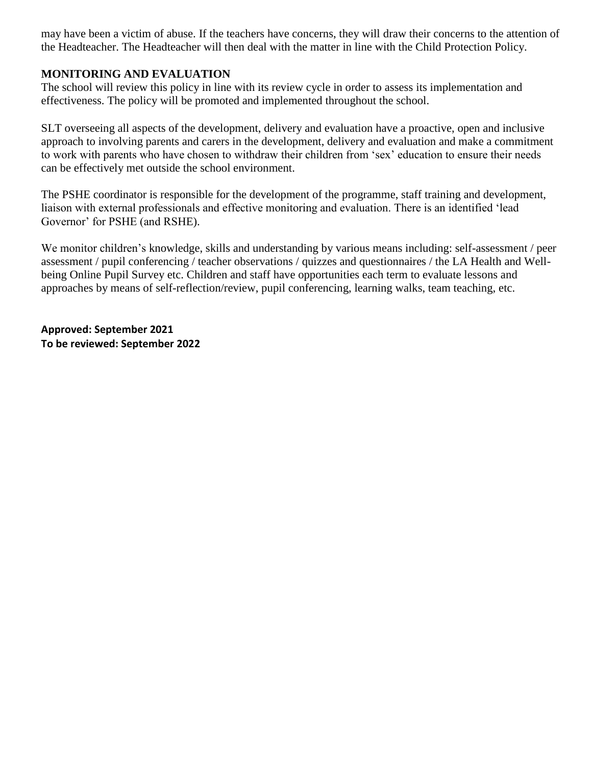may have been a victim of abuse. If the teachers have concerns, they will draw their concerns to the attention of the Headteacher. The Headteacher will then deal with the matter in line with the Child Protection Policy.

## MONITORING AND EVALUATION

The school will review this policy in line with its review cycle in order to assess its implementation and effectiveness. The policy will be promoted and implemented throughout the school.

SLT overseeing all aspects of the development, delivery and evaluation have a proactive, open and inclusive approach to involving parents and carers in the development, delivery and evaluation and make a commitment to work with parents who have chosen to withdraw their children from 'sex' education to ensure their needs can be effectively met outside the school environment.

The PSHE coordinator is responsible for the development of the programme, staff training and development, liaison with external professionals and effective monitoring and evaluation. There is an identified 'lead Governor' for PSHE (and RSHE).

We monitor children's knowledge, skills and understanding by various means including: self-assessment / peer assessment / pupil conferencing / teacher observations / quizzes and questionnaires / the LA Health and Well-being Online Pupil Survey etc. Children and staff have opportunities each term to evaluate lessons and approaches by means of self-reflection/review, pupil conferencing, learning walks, team teaching, etc.

**Approved: September 2021**
**To be reviewed: September 2022**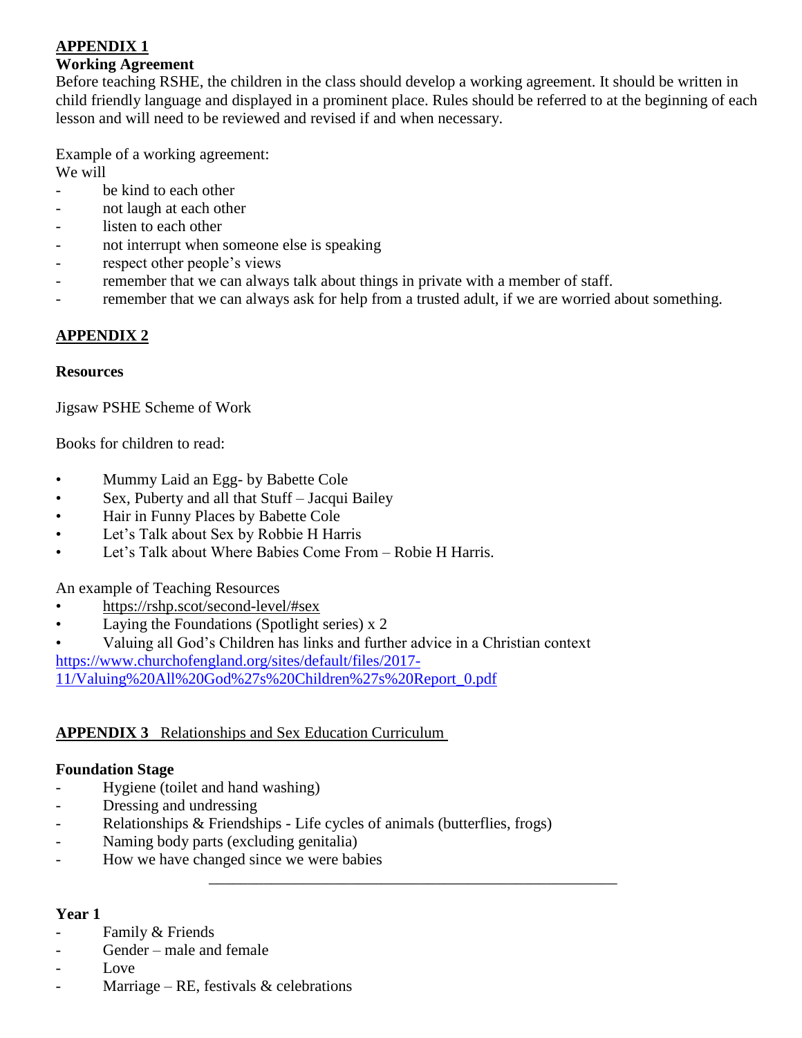## APPENDIX 1

**Working Agreement**

Before teaching RSHE, the children in the class should develop a working agreement. It should be written in child friendly language and displayed in a prominent place. Rules should be referred to at the beginning of each lesson and will need to be reviewed and revised if and when necessary.

Example of a working agreement:

We will

- be kind to each other
- not laugh at each other
- listen to each other
- not interrupt when someone else is speaking
- respect other people's views
- remember that we can always talk about things in private with a member of staff.
- remember that we can always ask for help from a trusted adult, if we are worried about something.

## APPENDIX 2

**Resources**

Jigsaw PSHE Scheme of Work

Books for children to read:

- Mummy Laid an Egg- by Babette Cole
- Sex, Puberty and all that Stuff – Jacqui Bailey
- Hair in Funny Places by Babette Cole
- Let's Talk about Sex by Robbie H Harris
- Let's Talk about Where Babies Come From – Robie H Harris.

An example of Teaching Resources

- https://rshp.scot/second-level/#sex
- Laying the Foundations (Spotlight series) x 2
- Valuing all God's Children has links and further advice in a Christian context

https://www.churchofengland.org/sites/default/files/2017-11/Valuing%20All%20God%27s%20Children%27s%20Report_0.pdf

## APPENDIX 3 Relationships and Sex Education Curriculum

**Foundation Stage**

- Hygiene (toilet and hand washing)
- Dressing and undressing
- Relationships & Friendships - Life cycles of animals (butterflies, frogs)
- Naming body parts (excluding genitalia)
- How we have changed since we were babies

---

**Year 1**

- Family & Friends
- Gender – male and female
- Love
- Marriage – RE, festivals & celebrations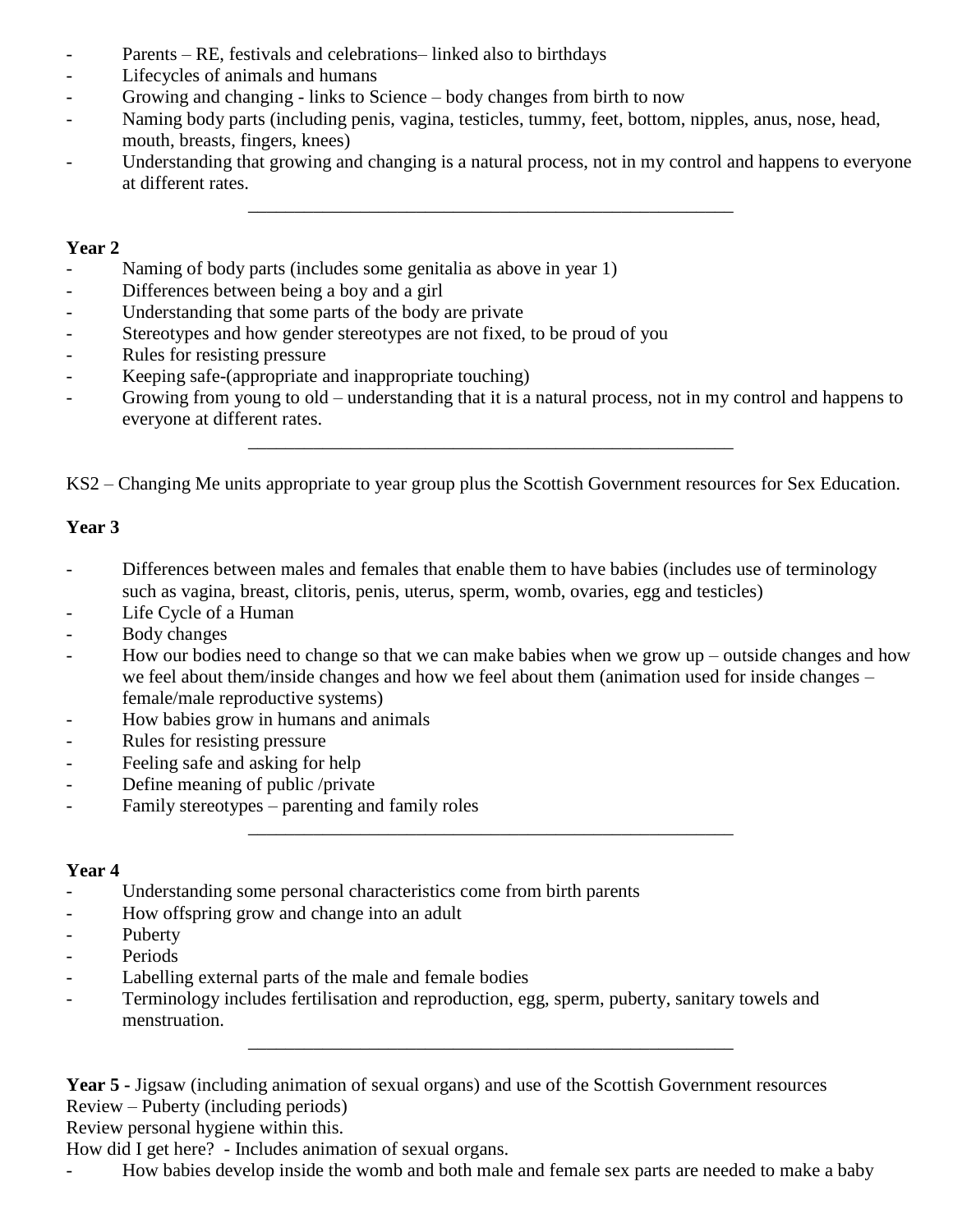- Parents – RE, festivals and celebrations– linked also to birthdays
- Lifecycles of animals and humans
- Growing and changing - links to Science – body changes from birth to now
- Naming body parts (including penis, vagina, testicles, tummy, feet, bottom, nipples, anus, nose, head, mouth, breasts, fingers, knees)
- Understanding that growing and changing is a natural process, not in my control and happens to everyone at different rates.

---

**Year 2**

- Naming of body parts (includes some genitalia as above in year 1)
- Differences between being a boy and a girl
- Understanding that some parts of the body are private
- Stereotypes and how gender stereotypes are not fixed, to be proud of you
- Rules for resisting pressure
- Keeping safe-(appropriate and inappropriate touching)
- Growing from young to old – understanding that it is a natural process, not in my control and happens to everyone at different rates.

---

KS2 – Changing Me units appropriate to year group plus the Scottish Government resources for Sex Education.

**Year 3**

- Differences between males and females that enable them to have babies (includes use of terminology such as vagina, breast, clitoris, penis, uterus, sperm, womb, ovaries, egg and testicles)
- Life Cycle of a Human
- Body changes
- How our bodies need to change so that we can make babies when we grow up – outside changes and how we feel about them/inside changes and how we feel about them (animation used for inside changes – female/male reproductive systems)
- How babies grow in humans and animals
- Rules for resisting pressure
- Feeling safe and asking for help
- Define meaning of public /private
- Family stereotypes – parenting and family roles

---

**Year 4**

- Understanding some personal characteristics come from birth parents
- How offspring grow and change into an adult
- Puberty
- Periods
- Labelling external parts of the male and female bodies
- Terminology includes fertilisation and reproduction, egg, sperm, puberty, sanitary towels and menstruation.

---

**Year 5** - Jigsaw (including animation of sexual organs) and use of the Scottish Government resources

Review – Puberty (including periods)

Review personal hygiene within this.

How did I get here? - Includes animation of sexual organs.

- How babies develop inside the womb and both male and female sex parts are needed to make a baby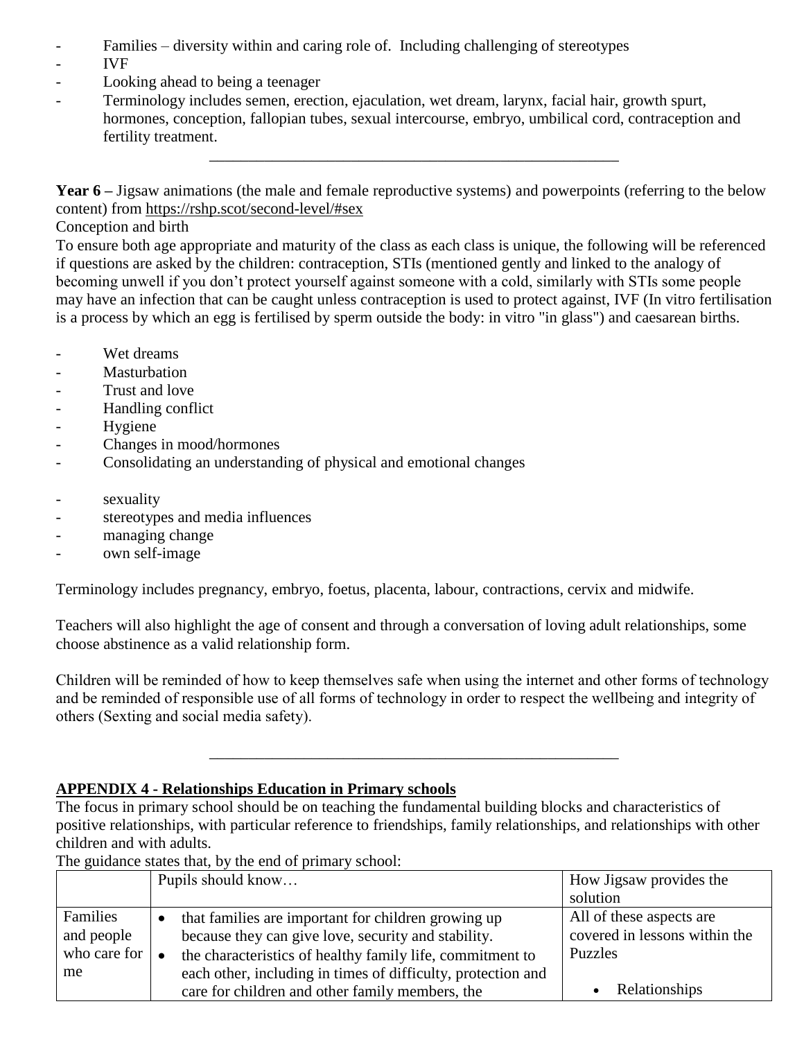- Families – diversity within and caring role of. Including challenging of stereotypes
- IVF
- Looking ahead to being a teenager
- Terminology includes semen, erection, ejaculation, wet dream, larynx, facial hair, growth spurt, hormones, conception, fallopian tubes, sexual intercourse, embryo, umbilical cord, contraception and fertility treatment.

---

**Year 6 –** Jigsaw animations (the male and female reproductive systems) and powerpoints (referring to the below content) from https://rshp.scot/second-level/#sex

Conception and birth

To ensure both age appropriate and maturity of the class as each class is unique, the following will be referenced if questions are asked by the children: contraception, STIs (mentioned gently and linked to the analogy of becoming unwell if you don't protect yourself against someone with a cold, similarly with STIs some people may have an infection that can be caught unless contraception is used to protect against, IVF (In vitro fertilisation is a process by which an egg is fertilised by sperm outside the body: in vitro "in glass") and caesarean births.

- Wet dreams
- Masturbation
- Trust and love
- Handling conflict
- Hygiene
- Changes in mood/hormones
- Consolidating an understanding of physical and emotional changes

- sexuality
- stereotypes and media influences
- managing change
- own self-image

Terminology includes pregnancy, embryo, foetus, placenta, labour, contractions, cervix and midwife.

Teachers will also highlight the age of consent and through a conversation of loving adult relationships, some choose abstinence as a valid relationship form.

Children will be reminded of how to keep themselves safe when using the internet and other forms of technology and be reminded of responsible use of all forms of technology in order to respect the wellbeing and integrity of others (Sexting and social media safety).

---

## APPENDIX 4 - Relationships Education in Primary schools

The focus in primary school should be on teaching the fundamental building blocks and characteristics of positive relationships, with particular reference to friendships, family relationships, and relationships with other children and with adults.

The guidance states that, by the end of primary school:

| | Pupils should know… | How Jigsaw provides the solution |
|---|---|---|
| Families and people who care for me | • that families are important for children growing up because they can give love, security and stability.<br>• the characteristics of healthy family life, commitment to each other, including in times of difficulty, protection and care for children and other family members, the | All of these aspects are covered in lessons within the Puzzles<br><br>• Relationships |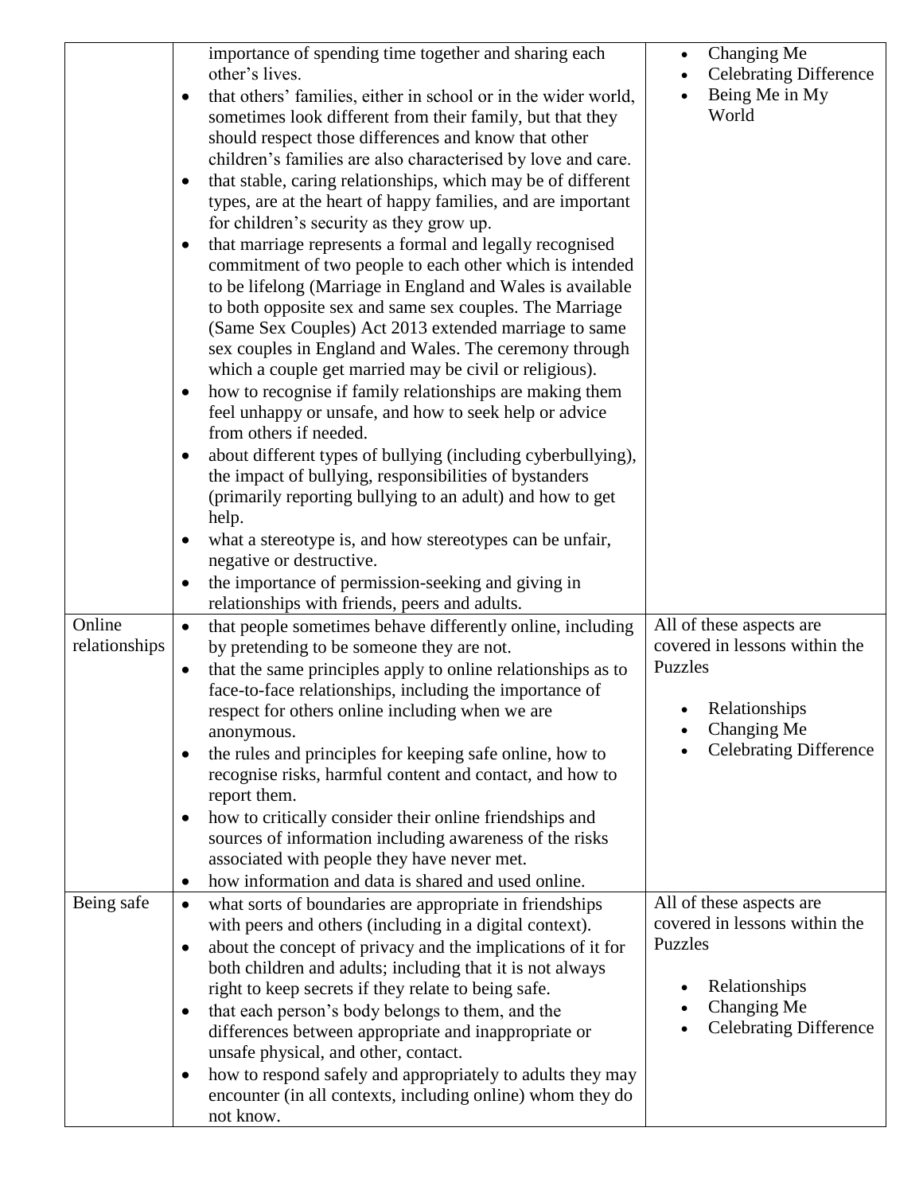| | | |
|---|---|---|
| | importance of spending time together and sharing each other's lives.<br>• that others' families, either in school or in the wider world, sometimes look different from their family, but that they should respect those differences and know that other children's families are also characterised by love and care.<br>• that stable, caring relationships, which may be of different types, are at the heart of happy families, and are important for children's security as they grow up.<br>• that marriage represents a formal and legally recognised commitment of two people to each other which is intended to be lifelong (Marriage in England and Wales is available to both opposite sex and same sex couples. The Marriage (Same Sex Couples) Act 2013 extended marriage to same sex couples in England and Wales. The ceremony through which a couple get married may be civil or religious).<br>• how to recognise if family relationships are making them feel unhappy or unsafe, and how to seek help or advice from others if needed.<br>• about different types of bullying (including cyberbullying), the impact of bullying, responsibilities of bystanders (primarily reporting bullying to an adult) and how to get help.<br>• what a stereotype is, and how stereotypes can be unfair, negative or destructive.<br>• the importance of permission-seeking and giving in relationships with friends, peers and adults. | • Changing Me<br>• Celebrating Difference<br>• Being Me in My World |
| Online relationships | • that people sometimes behave differently online, including by pretending to be someone they are not.<br>• that the same principles apply to online relationships as to face-to-face relationships, including the importance of respect for others online including when we are anonymous.<br>• the rules and principles for keeping safe online, how to recognise risks, harmful content and contact, and how to report them.<br>• how to critically consider their online friendships and sources of information including awareness of the risks associated with people they have never met.<br>• how information and data is shared and used online. | All of these aspects are covered in lessons within the Puzzles<br><br>• Relationships<br>• Changing Me<br>• Celebrating Difference |
| Being safe | • what sorts of boundaries are appropriate in friendships with peers and others (including in a digital context).<br>• about the concept of privacy and the implications of it for both children and adults; including that it is not always right to keep secrets if they relate to being safe.<br>• that each person's body belongs to them, and the differences between appropriate and inappropriate or unsafe physical, and other, contact.<br>• how to respond safely and appropriately to adults they may encounter (in all contexts, including online) whom they do not know. | All of these aspects are covered in lessons within the Puzzles<br><br>• Relationships<br>• Changing Me<br>• Celebrating Difference |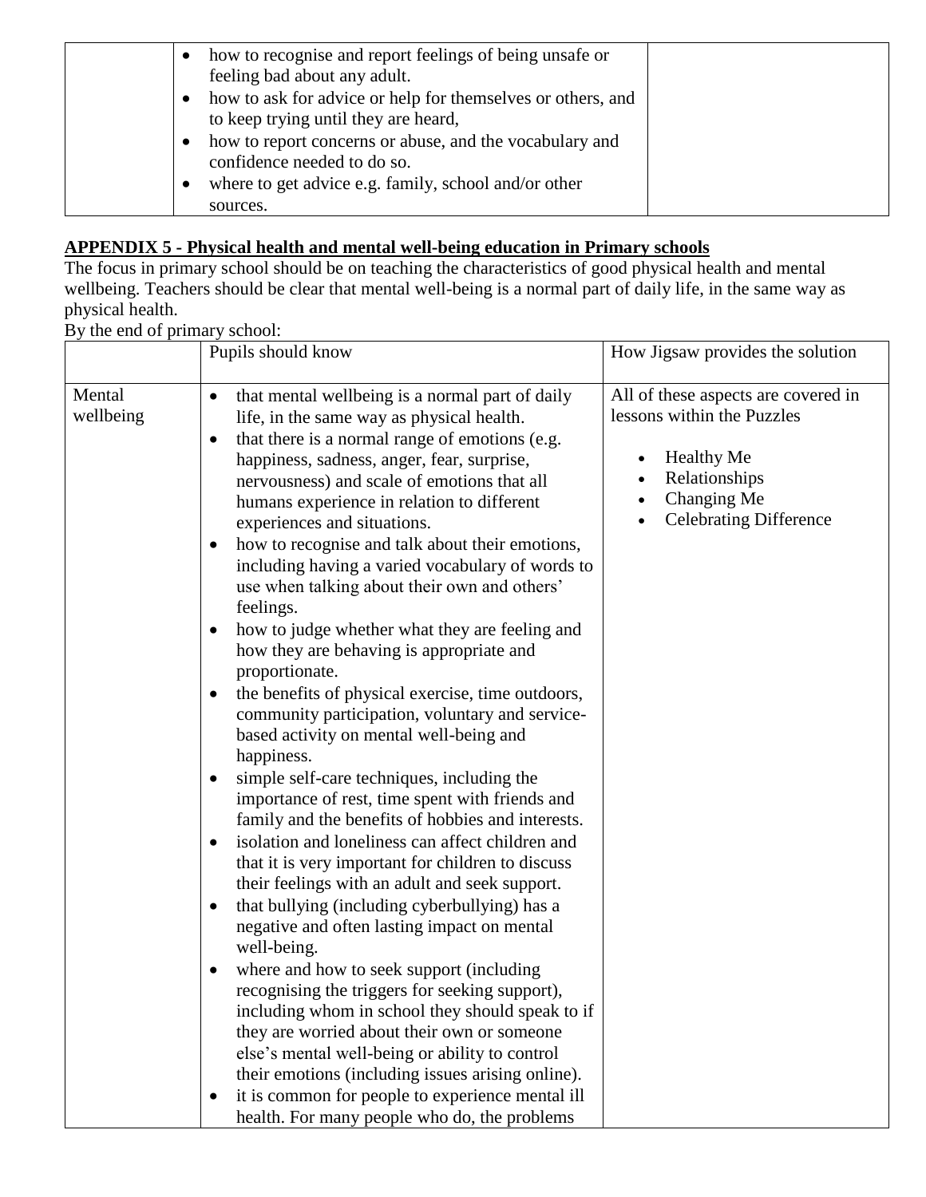| | | |
|---|---|---|
| | • how to recognise and report feelings of being unsafe or feeling bad about any adult.<br>• how to ask for advice or help for themselves or others, and to keep trying until they are heard,<br>• how to report concerns or abuse, and the vocabulary and confidence needed to do so.<br>• where to get advice e.g. family, school and/or other sources. | |

## APPENDIX 5 - Physical health and mental well-being education in Primary schools

The focus in primary school should be on teaching the characteristics of good physical health and mental wellbeing. Teachers should be clear that mental well-being is a normal part of daily life, in the same way as physical health.

By the end of primary school:

| | Pupils should know | How Jigsaw provides the solution |
|---|---|---|
| Mental wellbeing | • that mental wellbeing is a normal part of daily life, in the same way as physical health.<br>• that there is a normal range of emotions (e.g. happiness, sadness, anger, fear, surprise, nervousness) and scale of emotions that all humans experience in relation to different experiences and situations.<br>• how to recognise and talk about their emotions, including having a varied vocabulary of words to use when talking about their own and others' feelings.<br>• how to judge whether what they are feeling and how they are behaving is appropriate and proportionate.<br>• the benefits of physical exercise, time outdoors, community participation, voluntary and service-based activity on mental well-being and happiness.<br>• simple self-care techniques, including the importance of rest, time spent with friends and family and the benefits of hobbies and interests.<br>• isolation and loneliness can affect children and that it is very important for children to discuss their feelings with an adult and seek support.<br>• that bullying (including cyberbullying) has a negative and often lasting impact on mental well-being.<br>• where and how to seek support (including recognising the triggers for seeking support), including whom in school they should speak to if they are worried about their own or someone else's mental well-being or ability to control their emotions (including issues arising online).<br>• it is common for people to experience mental ill health. For many people who do, the problems | All of these aspects are covered in lessons within the Puzzles<br><br>• Healthy Me<br>• Relationships<br>• Changing Me<br>• Celebrating Difference |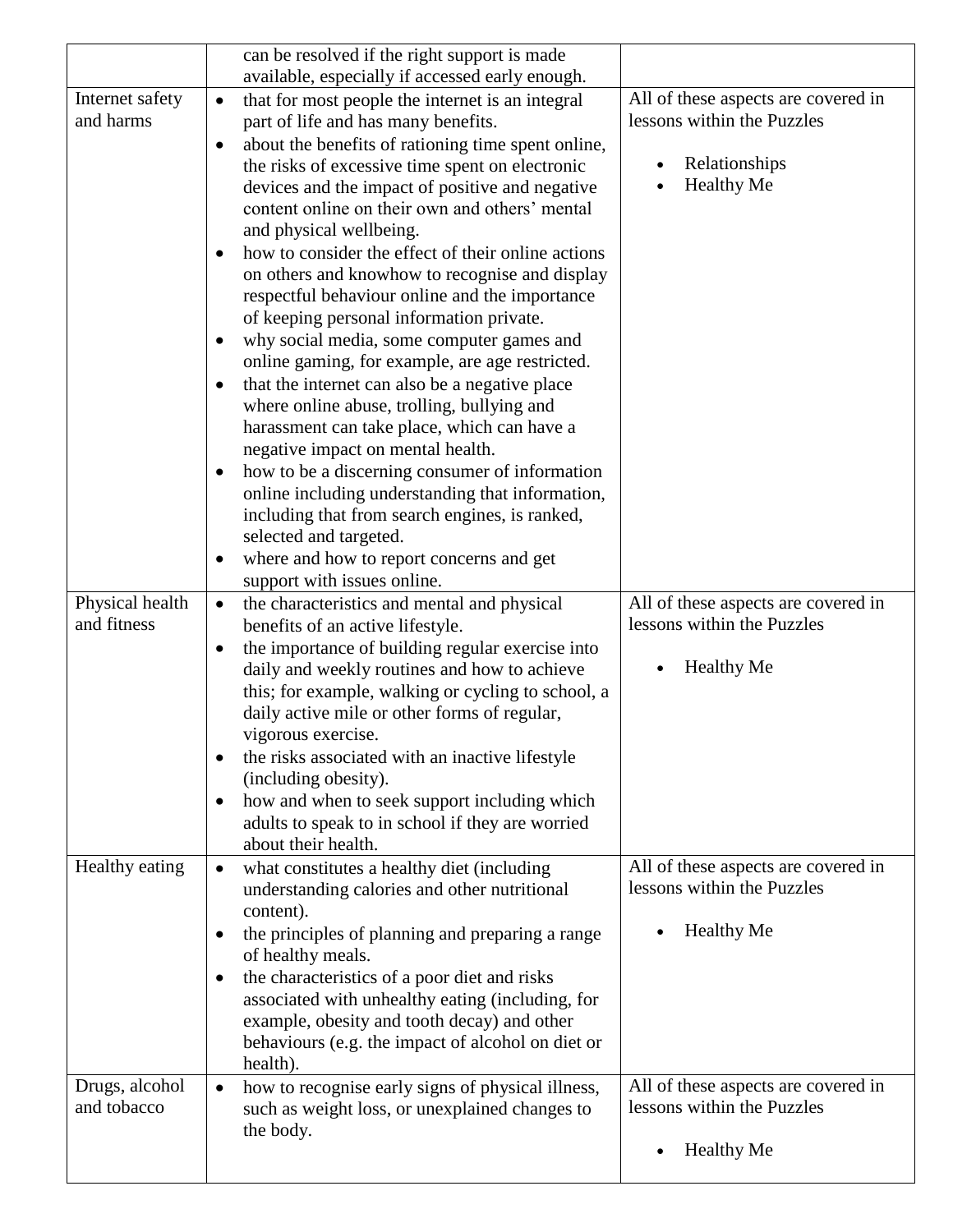| | | |
|---|---|---|
| | can be resolved if the right support is made available, especially if accessed early enough. | |
| Internet safety and harms | • that for most people the internet is an integral part of life and has many benefits.<br>• about the benefits of rationing time spent online, the risks of excessive time spent on electronic devices and the impact of positive and negative content online on their own and others' mental and physical wellbeing.<br>• how to consider the effect of their online actions on others and knowhow to recognise and display respectful behaviour online and the importance of keeping personal information private.<br>• why social media, some computer games and online gaming, for example, are age restricted.<br>• that the internet can also be a negative place where online abuse, trolling, bullying and harassment can take place, which can have a negative impact on mental health.<br>• how to be a discerning consumer of information online including understanding that information, including that from search engines, is ranked, selected and targeted.<br>• where and how to report concerns and get support with issues online. | All of these aspects are covered in lessons within the Puzzles<br><br>• Relationships<br>• Healthy Me |
| Physical health and fitness | • the characteristics and mental and physical benefits of an active lifestyle.<br>• the importance of building regular exercise into daily and weekly routines and how to achieve this; for example, walking or cycling to school, a daily active mile or other forms of regular, vigorous exercise.<br>• the risks associated with an inactive lifestyle (including obesity).<br>• how and when to seek support including which adults to speak to in school if they are worried about their health. | All of these aspects are covered in lessons within the Puzzles<br><br>• Healthy Me |
| Healthy eating | • what constitutes a healthy diet (including understanding calories and other nutritional content).<br>• the principles of planning and preparing a range of healthy meals.<br>• the characteristics of a poor diet and risks associated with unhealthy eating (including, for example, obesity and tooth decay) and other behaviours (e.g. the impact of alcohol on diet or health). | All of these aspects are covered in lessons within the Puzzles<br><br>• Healthy Me |
| Drugs, alcohol and tobacco | • how to recognise early signs of physical illness, such as weight loss, or unexplained changes to the body. | All of these aspects are covered in lessons within the Puzzles<br><br>• Healthy Me |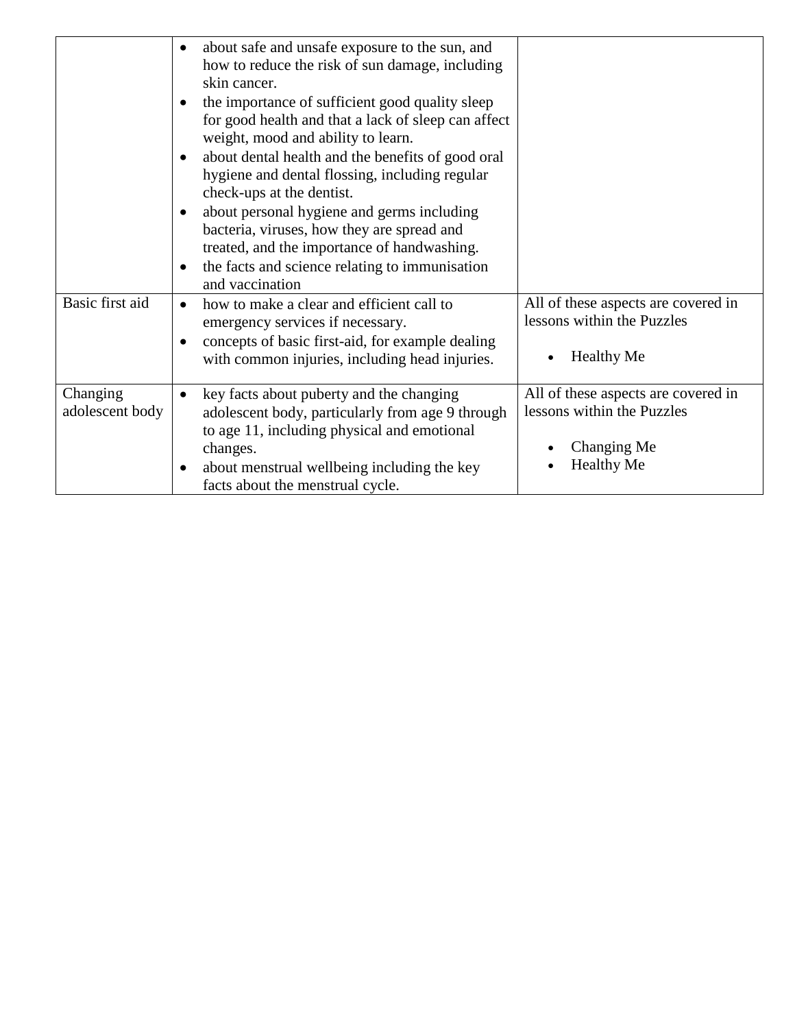| | | |
|---|---|---|
| | • about safe and unsafe exposure to the sun, and how to reduce the risk of sun damage, including skin cancer.<br>• the importance of sufficient good quality sleep for good health and that a lack of sleep can affect weight, mood and ability to learn.<br>• about dental health and the benefits of good oral hygiene and dental flossing, including regular check-ups at the dentist.<br>• about personal hygiene and germs including bacteria, viruses, how they are spread and treated, and the importance of handwashing.<br>• the facts and science relating to immunisation and vaccination | |
| Basic first aid | • how to make a clear and efficient call to emergency services if necessary.<br>• concepts of basic first-aid, for example dealing with common injuries, including head injuries. | All of these aspects are covered in lessons within the Puzzles<br><br>• Healthy Me |
| Changing adolescent body | • key facts about puberty and the changing adolescent body, particularly from age 9 through to age 11, including physical and emotional changes.<br>• about menstrual wellbeing including the key facts about the menstrual cycle. | All of these aspects are covered in lessons within the Puzzles<br><br>• Changing Me<br>• Healthy Me |